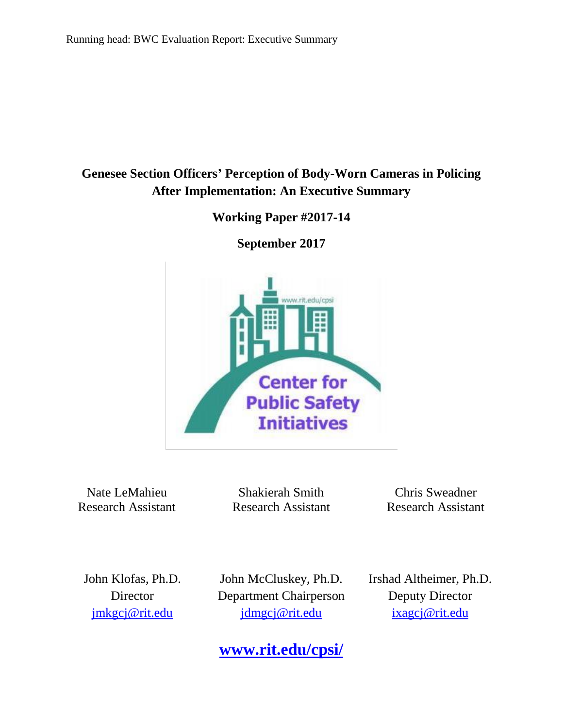# Genesee Section Officers' Perception of Body-Worn Cameras in Policing After Implementation: An Executive Summary

**Working Paper #2017-14**

**September 2017**

Nate LeMahieu
Research Assistant

Shakierah Smith
Research Assistant

Chris Sweadner
Research Assistant

John Klofas, Ph.D.
Director
jmkgcj@rit.edu

John McCluskey, Ph.D.
Department Chairperson
jdmgcj@rit.edu

Irshad Altheimer, Ph.D.
Deputy Director
ixagcj@rit.edu

**www.rit.edu/cpsi/**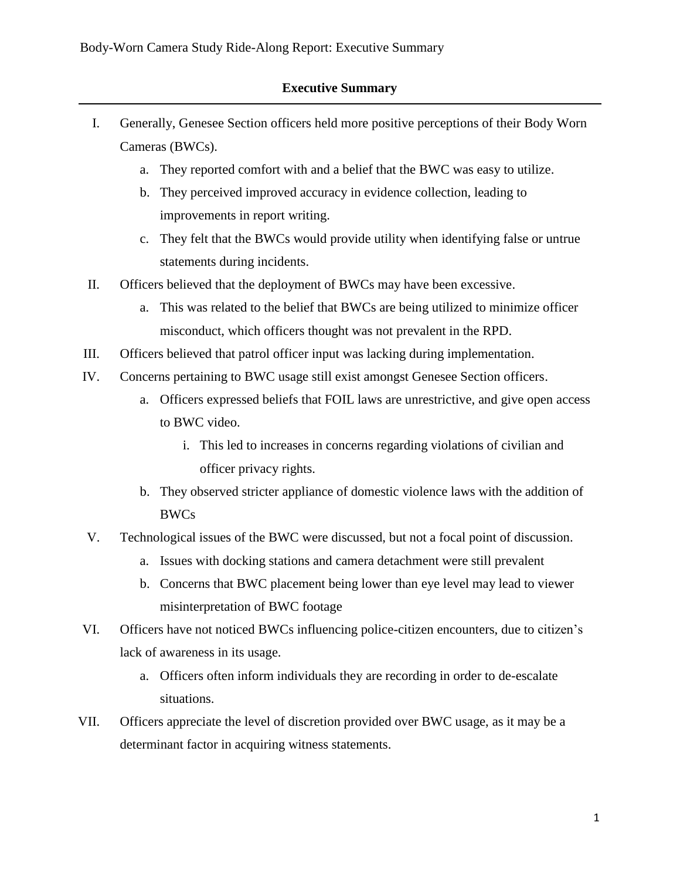## Executive Summary

I. Generally, Genesee Section officers held more positive perceptions of their Body Worn Cameras (BWCs).
   a. They reported comfort with and a belief that the BWC was easy to utilize.
   b. They perceived improved accuracy in evidence collection, leading to improvements in report writing.
   c. They felt that the BWCs would provide utility when identifying false or untrue statements during incidents.

II. Officers believed that the deployment of BWCs may have been excessive.
   a. This was related to the belief that BWCs are being utilized to minimize officer misconduct, which officers thought was not prevalent in the RPD.

III. Officers believed that patrol officer input was lacking during implementation.

IV. Concerns pertaining to BWC usage still exist amongst Genesee Section officers.
   a. Officers expressed beliefs that FOIL laws are unrestrictive, and give open access to BWC video.
      i. This led to increases in concerns regarding violations of civilian and officer privacy rights.
   b. They observed stricter appliance of domestic violence laws with the addition of BWCs

V. Technological issues of the BWC were discussed, but not a focal point of discussion.
   a. Issues with docking stations and camera detachment were still prevalent
   b. Concerns that BWC placement being lower than eye level may lead to viewer misinterpretation of BWC footage

VI. Officers have not noticed BWCs influencing police-citizen encounters, due to citizen's lack of awareness in its usage.
   a. Officers often inform individuals they are recording in order to de-escalate situations.

VII. Officers appreciate the level of discretion provided over BWC usage, as it may be a determinant factor in acquiring witness statements.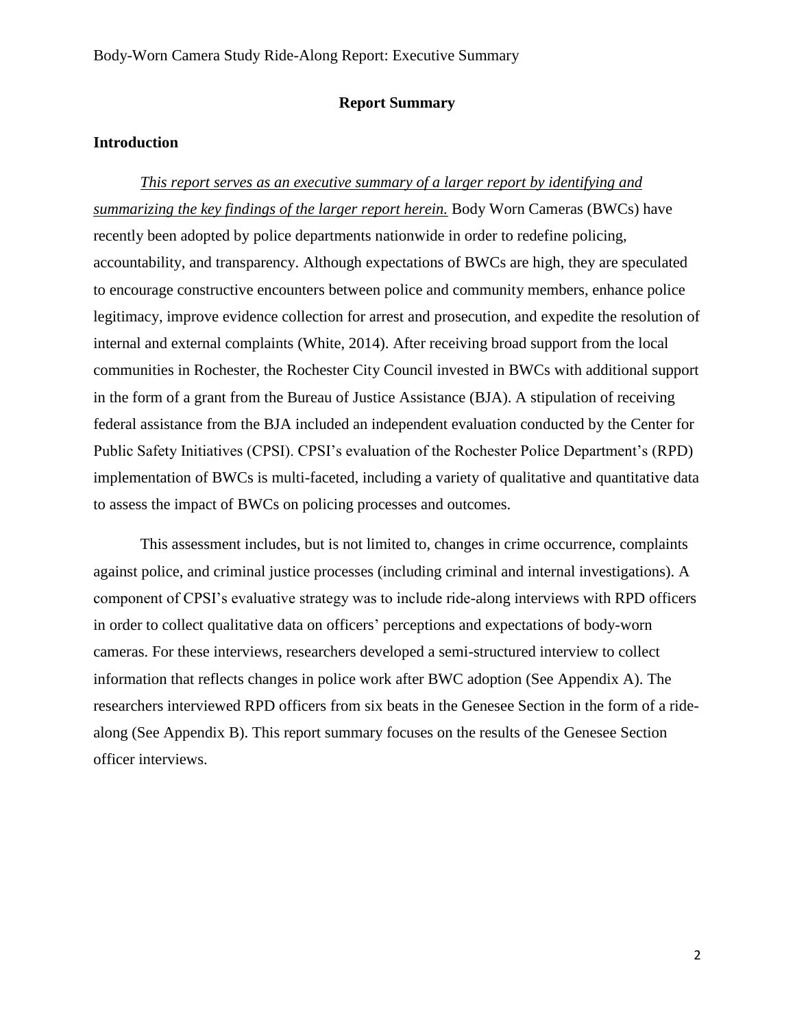## Report Summary

### Introduction

*This report serves as an executive summary of a larger report by identifying and summarizing the key findings of the larger report herein.* Body Worn Cameras (BWCs) have recently been adopted by police departments nationwide in order to redefine policing, accountability, and transparency. Although expectations of BWCs are high, they are speculated to encourage constructive encounters between police and community members, enhance police legitimacy, improve evidence collection for arrest and prosecution, and expedite the resolution of internal and external complaints (White, 2014). After receiving broad support from the local communities in Rochester, the Rochester City Council invested in BWCs with additional support in the form of a grant from the Bureau of Justice Assistance (BJA). A stipulation of receiving federal assistance from the BJA included an independent evaluation conducted by the Center for Public Safety Initiatives (CPSI). CPSI's evaluation of the Rochester Police Department's (RPD) implementation of BWCs is multi-faceted, including a variety of qualitative and quantitative data to assess the impact of BWCs on policing processes and outcomes.

This assessment includes, but is not limited to, changes in crime occurrence, complaints against police, and criminal justice processes (including criminal and internal investigations). A component of CPSI's evaluative strategy was to include ride-along interviews with RPD officers in order to collect qualitative data on officers' perceptions and expectations of body-worn cameras. For these interviews, researchers developed a semi-structured interview to collect information that reflects changes in police work after BWC adoption (See Appendix A). The researchers interviewed RPD officers from six beats in the Genesee Section in the form of a ride-along (See Appendix B). This report summary focuses on the results of the Genesee Section officer interviews.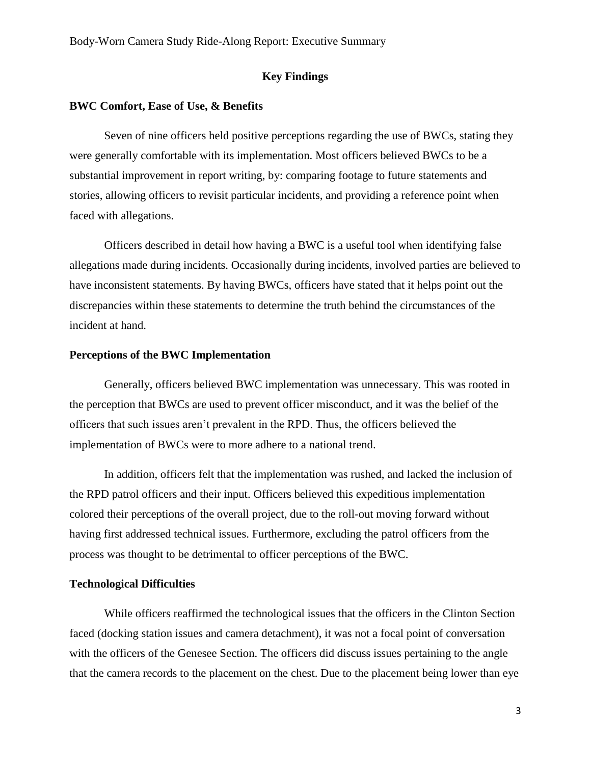## Key Findings

### BWC Comfort, Ease of Use, & Benefits

Seven of nine officers held positive perceptions regarding the use of BWCs, stating they were generally comfortable with its implementation. Most officers believed BWCs to be a substantial improvement in report writing, by: comparing footage to future statements and stories, allowing officers to revisit particular incidents, and providing a reference point when faced with allegations.

Officers described in detail how having a BWC is a useful tool when identifying false allegations made during incidents. Occasionally during incidents, involved parties are believed to have inconsistent statements. By having BWCs, officers have stated that it helps point out the discrepancies within these statements to determine the truth behind the circumstances of the incident at hand.

### Perceptions of the BWC Implementation

Generally, officers believed BWC implementation was unnecessary. This was rooted in the perception that BWCs are used to prevent officer misconduct, and it was the belief of the officers that such issues aren't prevalent in the RPD. Thus, the officers believed the implementation of BWCs were to more adhere to a national trend.

In addition, officers felt that the implementation was rushed, and lacked the inclusion of the RPD patrol officers and their input. Officers believed this expeditious implementation colored their perceptions of the overall project, due to the roll-out moving forward without having first addressed technical issues. Furthermore, excluding the patrol officers from the process was thought to be detrimental to officer perceptions of the BWC.

### Technological Difficulties

While officers reaffirmed the technological issues that the officers in the Clinton Section faced (docking station issues and camera detachment), it was not a focal point of conversation with the officers of the Genesee Section. The officers did discuss issues pertaining to the angle that the camera records to the placement on the chest. Due to the placement being lower than eye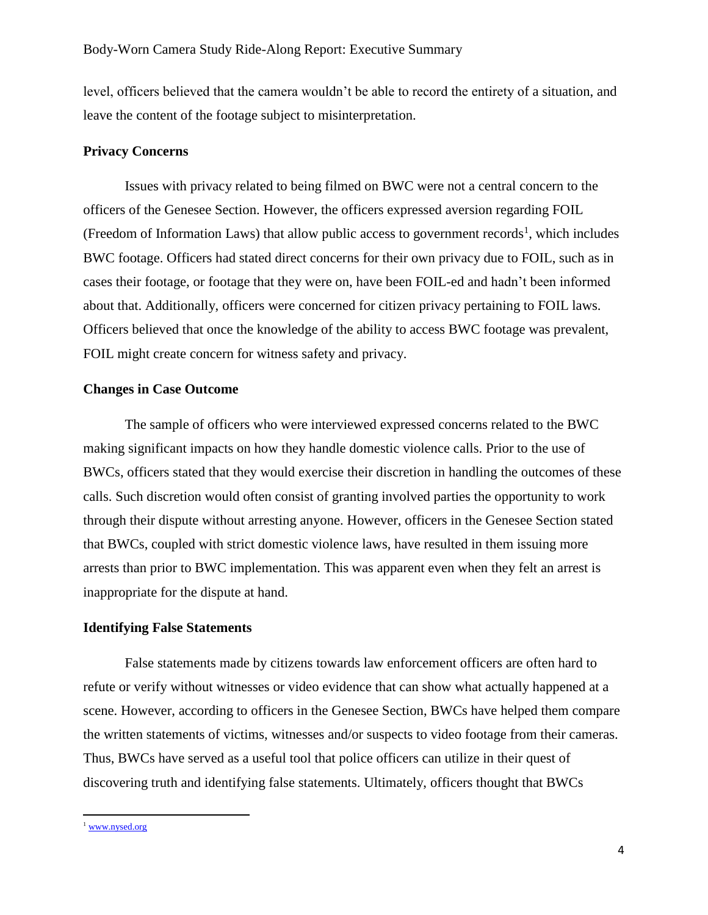level, officers believed that the camera wouldn't be able to record the entirety of a situation, and leave the content of the footage subject to misinterpretation.

**Privacy Concerns**

Issues with privacy related to being filmed on BWC were not a central concern to the officers of the Genesee Section. However, the officers expressed aversion regarding FOIL (Freedom of Information Laws) that allow public access to government records[1], which includes BWC footage. Officers had stated direct concerns for their own privacy due to FOIL, such as in cases their footage, or footage that they were on, have been FOIL-ed and hadn't been informed about that. Additionally, officers were concerned for citizen privacy pertaining to FOIL laws. Officers believed that once the knowledge of the ability to access BWC footage was prevalent, FOIL might create concern for witness safety and privacy.

**Changes in Case Outcome**

The sample of officers who were interviewed expressed concerns related to the BWC making significant impacts on how they handle domestic violence calls. Prior to the use of BWCs, officers stated that they would exercise their discretion in handling the outcomes of these calls. Such discretion would often consist of granting involved parties the opportunity to work through their dispute without arresting anyone. However, officers in the Genesee Section stated that BWCs, coupled with strict domestic violence laws, have resulted in them issuing more arrests than prior to BWC implementation. This was apparent even when they felt an arrest is inappropriate for the dispute at hand.

**Identifying False Statements**

False statements made by citizens towards law enforcement officers are often hard to refute or verify without witnesses or video evidence that can show what actually happened at a scene. However, according to officers in the Genesee Section, BWCs have helped them compare the written statements of victims, witnesses and/or suspects to video footage from their cameras. Thus, BWCs have served as a useful tool that police officers can utilize in their quest of discovering truth and identifying false statements. Ultimately, officers thought that BWCs

[1] www.nysed.org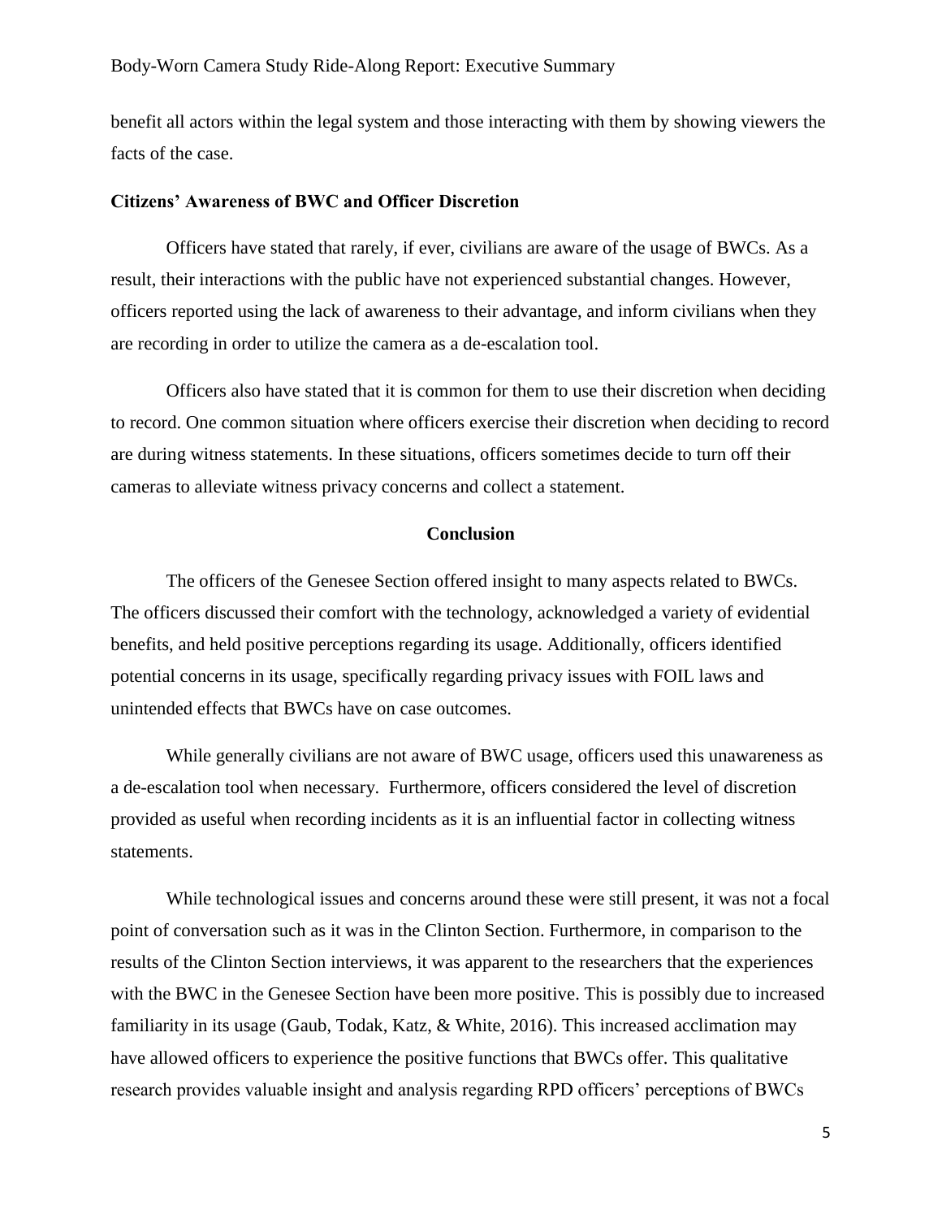benefit all actors within the legal system and those interacting with them by showing viewers the facts of the case.

**Citizens' Awareness of BWC and Officer Discretion**

Officers have stated that rarely, if ever, civilians are aware of the usage of BWCs. As a result, their interactions with the public have not experienced substantial changes. However, officers reported using the lack of awareness to their advantage, and inform civilians when they are recording in order to utilize the camera as a de-escalation tool.

Officers also have stated that it is common for them to use their discretion when deciding to record. One common situation where officers exercise their discretion when deciding to record are during witness statements. In these situations, officers sometimes decide to turn off their cameras to alleviate witness privacy concerns and collect a statement.

## Conclusion

The officers of the Genesee Section offered insight to many aspects related to BWCs. The officers discussed their comfort with the technology, acknowledged a variety of evidential benefits, and held positive perceptions regarding its usage. Additionally, officers identified potential concerns in its usage, specifically regarding privacy issues with FOIL laws and unintended effects that BWCs have on case outcomes.

While generally civilians are not aware of BWC usage, officers used this unawareness as a de-escalation tool when necessary. Furthermore, officers considered the level of discretion provided as useful when recording incidents as it is an influential factor in collecting witness statements.

While technological issues and concerns around these were still present, it was not a focal point of conversation such as it was in the Clinton Section. Furthermore, in comparison to the results of the Clinton Section interviews, it was apparent to the researchers that the experiences with the BWC in the Genesee Section have been more positive. This is possibly due to increased familiarity in its usage (Gaub, Todak, Katz, & White, 2016). This increased acclimation may have allowed officers to experience the positive functions that BWCs offer. This qualitative research provides valuable insight and analysis regarding RPD officers' perceptions of BWCs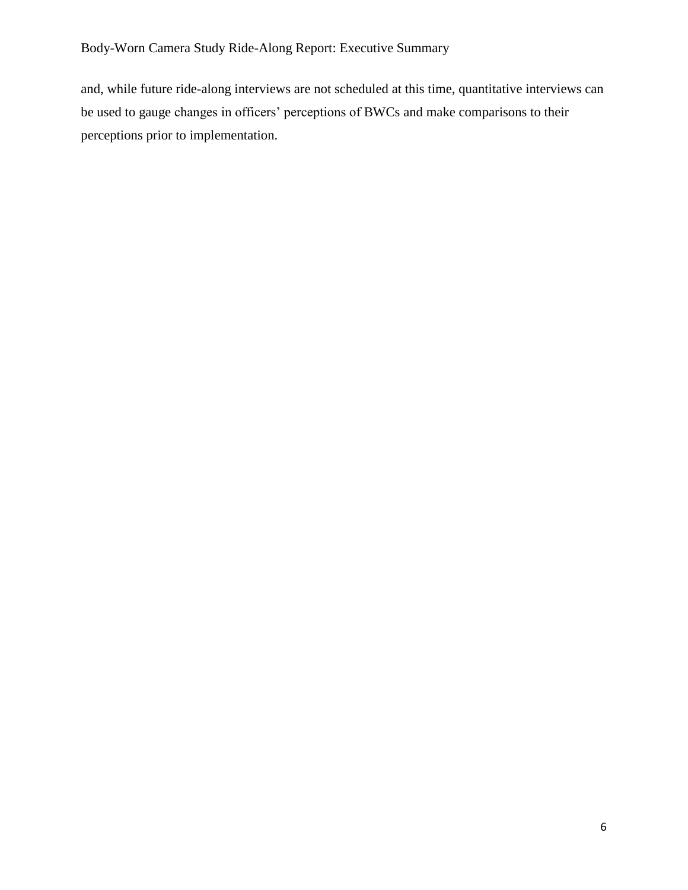and, while future ride-along interviews are not scheduled at this time, quantitative interviews can be used to gauge changes in officers' perceptions of BWCs and make comparisons to their perceptions prior to implementation.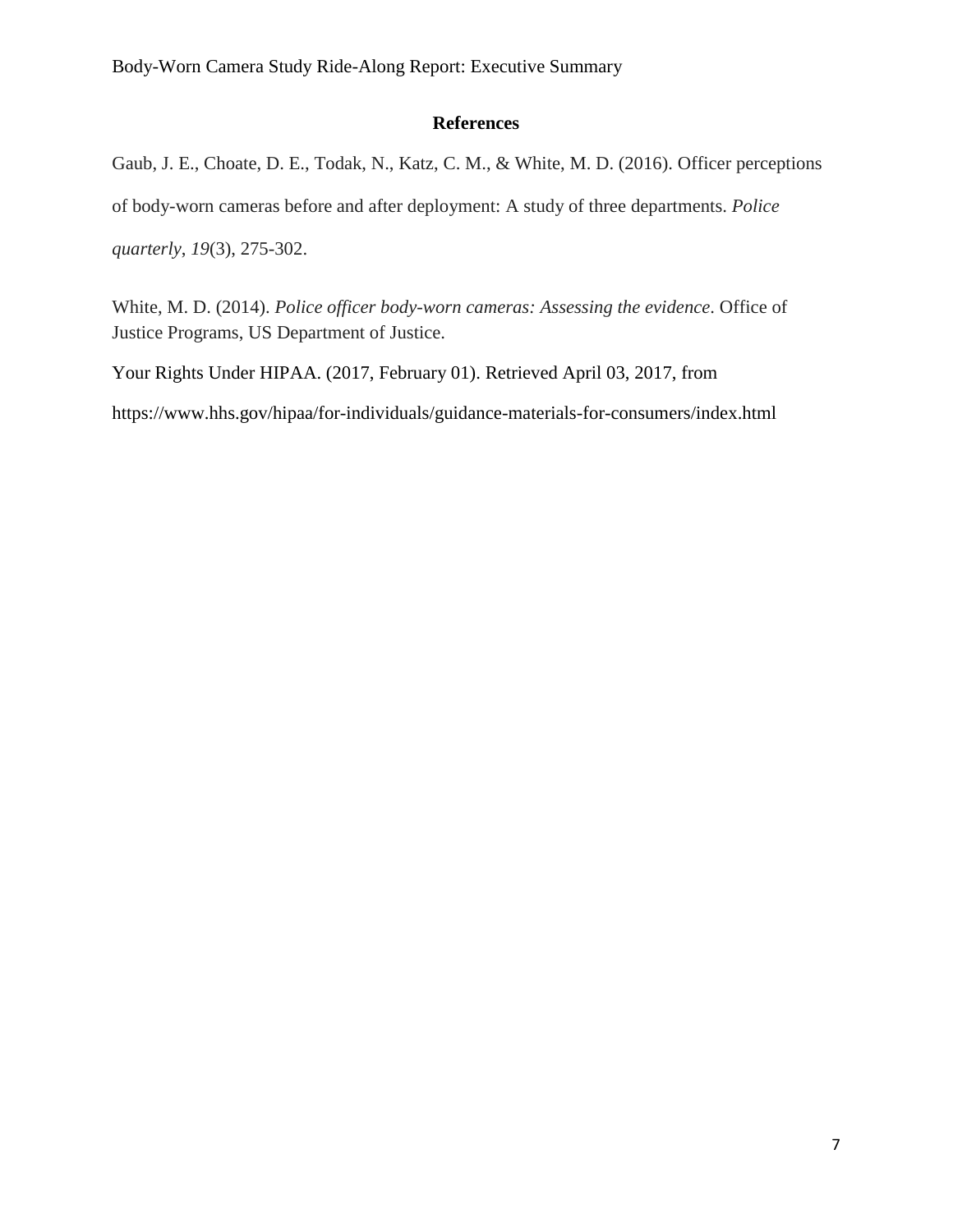## References

Gaub, J. E., Choate, D. E., Todak, N., Katz, C. M., & White, M. D. (2016). Officer perceptions of body-worn cameras before and after deployment: A study of three departments. *Police quarterly*, *19*(3), 275-302.

White, M. D. (2014). *Police officer body-worn cameras: Assessing the evidence*. Office of Justice Programs, US Department of Justice.

Your Rights Under HIPAA. (2017, February 01). Retrieved April 03, 2017, from https://www.hhs.gov/hipaa/for-individuals/guidance-materials-for-consumers/index.html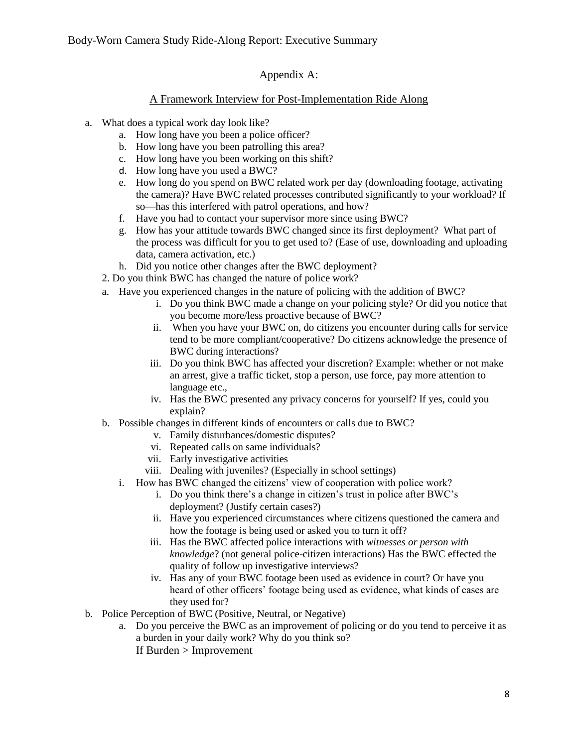## Appendix A:

### A Framework Interview for Post-Implementation Ride Along

a. What does a typical work day look like?
    a. How long have you been a police officer?
    b. How long have you been patrolling this area?
    c. How long have you been working on this shift?
    d. How long have you used a BWC?
    e. How long do you spend on BWC related work per day (downloading footage, activating the camera)? Have BWC related processes contributed significantly to your workload? If so—has this interfered with patrol operations, and how?
    f. Have you had to contact your supervisor more since using BWC?
    g. How has your attitude towards BWC changed since its first deployment? What part of the process was difficult for you to get used to? (Ease of use, downloading and uploading data, camera activation, etc.)
    h. Did you notice other changes after the BWC deployment?

2. Do you think BWC has changed the nature of police work?
    a. Have you experienced changes in the nature of policing with the addition of BWC?
        i. Do you think BWC made a change on your policing style? Or did you notice that you become more/less proactive because of BWC?
        ii. When you have your BWC on, do citizens you encounter during calls for service tend to be more compliant/cooperative? Do citizens acknowledge the presence of BWC during interactions?
        iii. Do you think BWC has affected your discretion? Example: whether or not make an arrest, give a traffic ticket, stop a person, use force, pay more attention to language etc.,
        iv. Has the BWC presented any privacy concerns for yourself? If yes, could you explain?
    b. Possible changes in different kinds of encounters or calls due to BWC?
        v. Family disturbances/domestic disputes?
        vi. Repeated calls on same individuals?
        vii. Early investigative activities
        viii. Dealing with juveniles? (Especially in school settings)
    i. How has BWC changed the citizens' view of cooperation with police work?
        i. Do you think there's a change in citizen's trust in police after BWC's deployment? (Justify certain cases?)
        ii. Have you experienced circumstances where citizens questioned the camera and how the footage is being used or asked you to turn it off?
        iii. Has the BWC affected police interactions with *witnesses or person with knowledge*? (not general police-citizen interactions) Has the BWC effected the quality of follow up investigative interviews?
        iv. Has any of your BWC footage been used as evidence in court? Or have you heard of other officers' footage being used as evidence, what kinds of cases are they used for?

b. Police Perception of BWC (Positive, Neutral, or Negative)
    a. Do you perceive the BWC as an improvement of policing or do you tend to perceive it as a burden in your daily work? Why do you think so?
       If Burden > Improvement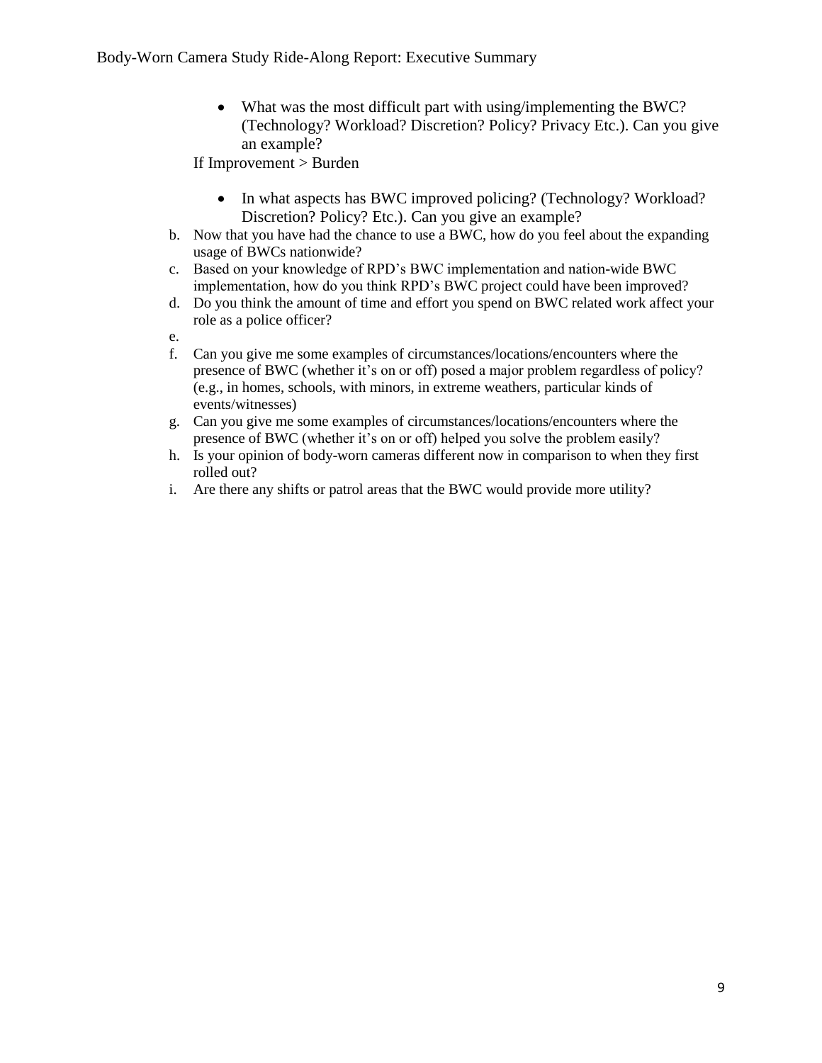- What was the most difficult part with using/implementing the BWC? (Technology? Workload? Discretion? Policy? Privacy Etc.). Can you give an example?

If Improvement > Burden

- In what aspects has BWC improved policing? (Technology? Workload? Discretion? Policy? Etc.). Can you give an example?

b. Now that you have had the chance to use a BWC, how do you feel about the expanding usage of BWCs nationwide?
c. Based on your knowledge of RPD's BWC implementation and nation-wide BWC implementation, how do you think RPD's BWC project could have been improved?
d. Do you think the amount of time and effort you spend on BWC related work affect your role as a police officer?
e.
f. Can you give me some examples of circumstances/locations/encounters where the presence of BWC (whether it's on or off) posed a major problem regardless of policy? (e.g., in homes, schools, with minors, in extreme weathers, particular kinds of events/witnesses)
g. Can you give me some examples of circumstances/locations/encounters where the presence of BWC (whether it's on or off) helped you solve the problem easily?
h. Is your opinion of body-worn cameras different now in comparison to when they first rolled out?
i. Are there any shifts or patrol areas that the BWC would provide more utility?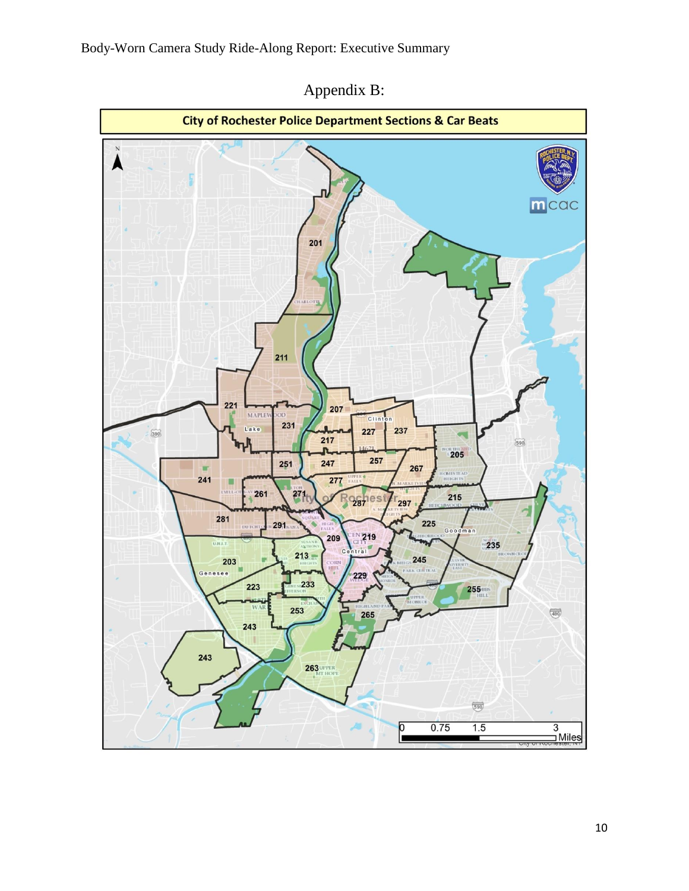# Appendix B:

City of Rochester Police Department Sections & Car Beats

201
211
221
231
207
227
237
217
251
247
257
205
267
241
261
271
277
287
297
215
281
291
225
209
219
235
203
213
245
233
229
223
255
253
265
243
243
263

0 0.75 1.5 3 Miles